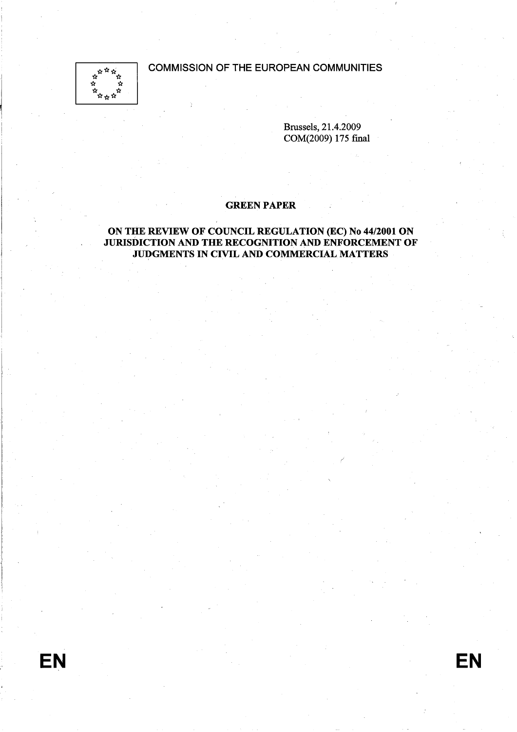COMMISSION OF THE EUROPEAN COMMUNITIES

Brussels, 21.4.2009
COM(2009) 175 final

# GREEN PAPER

## ON THE REVIEW OF COUNCIL REGULATION (EC) No 44/2001 ON JURISDICTION AND THE RECOGNITION AND ENFORCEMENT OF JUDGMENTS IN CIVIL AND COMMERCIAL MATTERS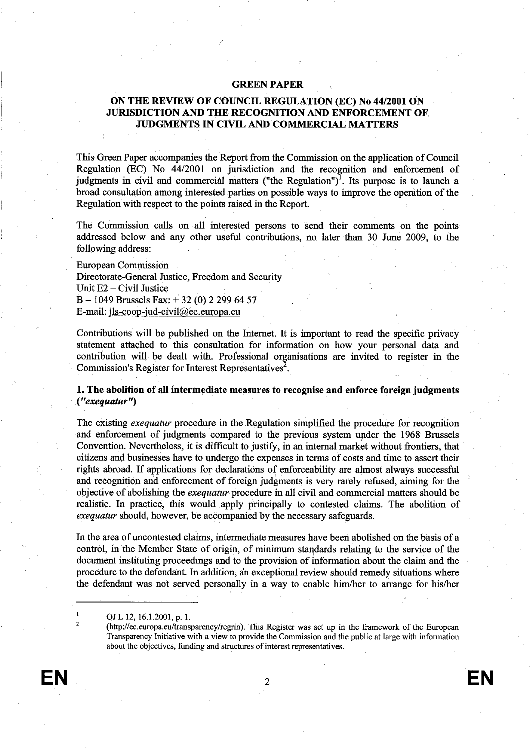# GREEN PAPER

## ON THE REVIEW OF COUNCIL REGULATION (EC) No 44/2001 ON JURISDICTION AND THE RECOGNITION AND ENFORCEMENT OF JUDGMENTS IN CIVIL AND COMMERCIAL MATTERS

This Green Paper accompanies the Report from the Commission on the application of Council Regulation (EC) No 44/2001 on jurisdiction and the recognition and enforcement of judgments in civil and commercial matters ("the Regulation")[1]. Its purpose is to launch a broad consultation among interested parties on possible ways to improve the operation of the Regulation with respect to the points raised in the Report.

The Commission calls on all interested persons to send their comments on the points addressed below and any other useful contributions, no later than 30 June 2009, to the following address:

European Commission
Directorate-General Justice, Freedom and Security
Unit E2 – Civil Justice
B – 1049 Brussels Fax: + 32 (0) 2 299 64 57
E-mail: jls-coop-jud-civil@ec.europa.eu

Contributions will be published on the Internet. It is important to read the specific privacy statement attached to this consultation for information on how your personal data and contribution will be dealt with. Professional organisations are invited to register in the Commission's Register for Interest Representatives[2].

### 1. The abolition of all intermediate measures to recognise and enforce foreign judgments (*"exequatur"*)

The existing *exequatur* procedure in the Regulation simplified the procedure for recognition and enforcement of judgments compared to the previous system under the 1968 Brussels Convention. Nevertheless, it is difficult to justify, in an internal market without frontiers, that citizens and businesses have to undergo the expenses in terms of costs and time to assert their rights abroad. If applications for declarations of enforceability are almost always successful and recognition and enforcement of foreign judgments is very rarely refused, aiming for the objective of abolishing the *exequatur* procedure in all civil and commercial matters should be realistic. In practice, this would apply principally to contested claims. The abolition of *exequatur* should, however, be accompanied by the necessary safeguards.

In the area of uncontested claims, intermediate measures have been abolished on the basis of a control, in the Member State of origin, of minimum standards relating to the service of the document instituting proceedings and to the provision of information about the claim and the procedure to the defendant. In addition, an exceptional review should remedy situations where the defendant was not served personally in a way to enable him/her to arrange for his/her

---

1 OJ L 12, 16.1.2001, p. 1.

2 (http://ec.europa.eu/transparency/regrin). This Register was set up in the framework of the European Transparency Initiative with a view to provide the Commission and the public at large with information about the objectives, funding and structures of interest representatives.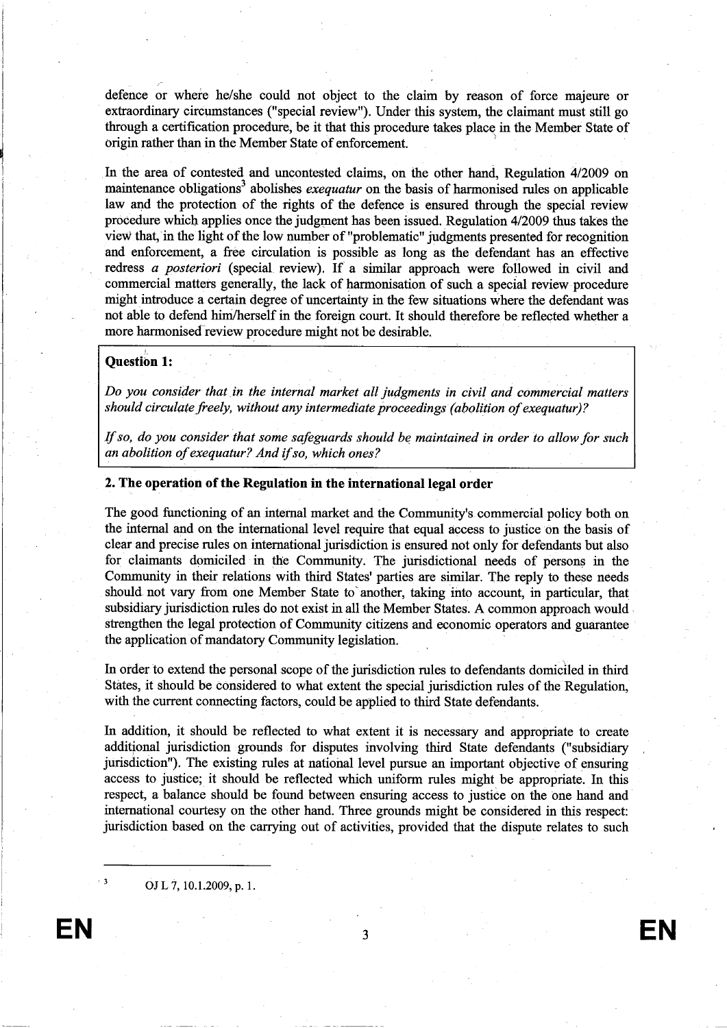defence or where he/she could not object to the claim by reason of force majeure or extraordinary circumstances ("special review"). Under this system, the claimant must still go through a certification procedure, be it that this procedure takes place in the Member State of origin rather than in the Member State of enforcement.

In the area of contested and uncontested claims, on the other hand, Regulation 4/2009 on maintenance obligations[3] abolishes *exequatur* on the basis of harmonised rules on applicable law and the protection of the rights of the defence is ensured through the special review procedure which applies once the judgment has been issued. Regulation 4/2009 thus takes the view that, in the light of the low number of "problematic" judgments presented for recognition and enforcement, a free circulation is possible as long as the defendant has an effective redress *a posteriori* (special review). If a similar approach were followed in civil and commercial matters generally, the lack of harmonisation of such a special review procedure might introduce a certain degree of uncertainty in the few situations where the defendant was not able to defend him/herself in the foreign court. It should therefore be reflected whether a more harmonised review procedure might not be desirable.

**Question 1:**

*Do you consider that in the internal market all judgments in civil and commercial matters should circulate freely, without any intermediate proceedings (abolition of exequatur)?*

*If so, do you consider that some safeguards should be maintained in order to allow for such an abolition of exequatur? And if so, which ones?*

## 2. The operation of the Regulation in the international legal order

The good functioning of an internal market and the Community's commercial policy both on the internal and on the international level require that equal access to justice on the basis of clear and precise rules on international jurisdiction is ensured not only for defendants but also for claimants domiciled in the Community. The jurisdictional needs of persons in the Community in their relations with third States' parties are similar. The reply to these needs should not vary from one Member State to another, taking into account, in particular, that subsidiary jurisdiction rules do not exist in all the Member States. A common approach would strengthen the legal protection of Community citizens and economic operators and guarantee the application of mandatory Community legislation.

In order to extend the personal scope of the jurisdiction rules to defendants domiciled in third States, it should be considered to what extent the special jurisdiction rules of the Regulation, with the current connecting factors, could be applied to third State defendants.

In addition, it should be reflected to what extent it is necessary and appropriate to create additional jurisdiction grounds for disputes involving third State defendants ("subsidiary jurisdiction"). The existing rules at national level pursue an important objective of ensuring access to justice; it should be reflected which uniform rules might be appropriate. In this respect, a balance should be found between ensuring access to justice on the one hand and international courtesy on the other hand. Three grounds might be considered in this respect: jurisdiction based on the carrying out of activities, provided that the dispute relates to such

---

[3] OJ L 7, 10.1.2009, p. 1.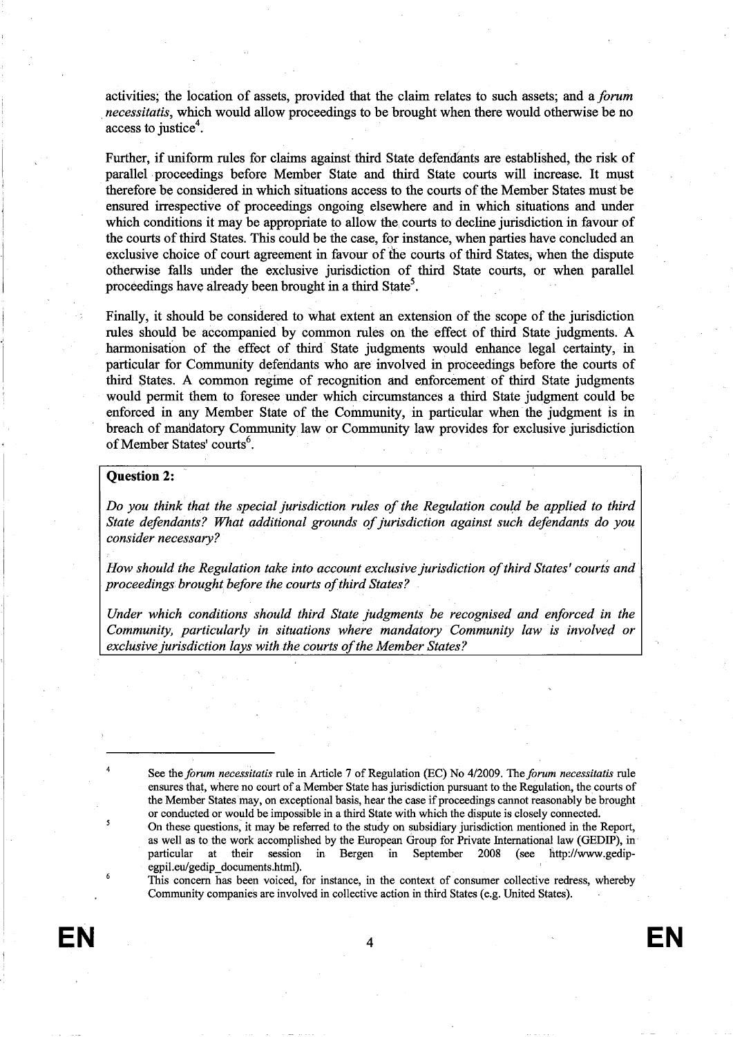activities; the location of assets, provided that the claim relates to such assets; and a *forum necessitatis*, which would allow proceedings to be brought when there would otherwise be no access to justice[4].

Further, if uniform rules for claims against third State defendants are established, the risk of parallel proceedings before Member State and third State courts will increase. It must therefore be considered in which situations access to the courts of the Member States must be ensured irrespective of proceedings ongoing elsewhere and in which situations and under which conditions it may be appropriate to allow the courts to decline jurisdiction in favour of the courts of third States. This could be the case, for instance, when parties have concluded an exclusive choice of court agreement in favour of the courts of third States, when the dispute otherwise falls under the exclusive jurisdiction of third State courts, or when parallel proceedings have already been brought in a third State[5].

Finally, it should be considered to what extent an extension of the scope of the jurisdiction rules should be accompanied by common rules on the effect of third State judgments. A harmonisation of the effect of third State judgments would enhance legal certainty, in particular for Community defendants who are involved in proceedings before the courts of third States. A common regime of recognition and enforcement of third State judgments would permit them to foresee under which circumstances a third State judgment could be enforced in any Member State of the Community, in particular when the judgment is in breach of mandatory Community law or Community law provides for exclusive jurisdiction of Member States' courts[6].

**Question 2:**

*Do you think that the special jurisdiction rules of the Regulation could be applied to third State defendants? What additional grounds of jurisdiction against such defendants do you consider necessary?*

*How should the Regulation take into account exclusive jurisdiction of third States' courts and proceedings brought before the courts of third States?*

*Under which conditions should third State judgments be recognised and enforced in the Community, particularly in situations where mandatory Community law is involved or exclusive jurisdiction lays with the courts of the Member States?*

---

[4] See the *forum necessitatis* rule in Article 7 of Regulation (EC) No 4/2009. The *forum necessitatis* rule ensures that, where no court of a Member State has jurisdiction pursuant to the Regulation, the courts of the Member States may, on exceptional basis, hear the case if proceedings cannot reasonably be brought or conducted or would be impossible in a third State with which the dispute is closely connected.

[5] On these questions, it may be referred to the study on subsidiary jurisdiction mentioned in the Report, as well as to the work accomplished by the European Group for Private International law (GEDIP), in particular at their session in Bergen in September 2008 (see http://www.gedip-egpil.eu/gedip_documents.html).

[6] This concern has been voiced, for instance, in the context of consumer collective redress, whereby Community companies are involved in collective action in third States (e.g. United States).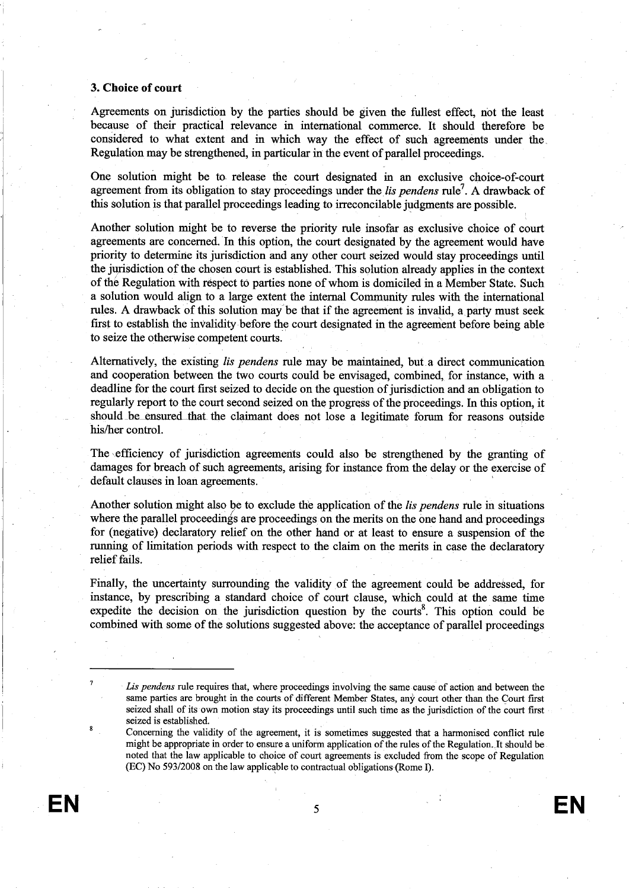### 3. Choice of court

Agreements on jurisdiction by the parties should be given the fullest effect, not the least because of their practical relevance in international commerce. It should therefore be considered to what extent and in which way the effect of such agreements under the Regulation may be strengthened, in particular in the event of parallel proceedings.

One solution might be to release the court designated in an exclusive choice-of-court agreement from its obligation to stay proceedings under the *lis pendens* rule[7]. A drawback of this solution is that parallel proceedings leading to irreconcilable judgments are possible.

Another solution might be to reverse the priority rule insofar as exclusive choice of court agreements are concerned. In this option, the court designated by the agreement would have priority to determine its jurisdiction and any other court seized would stay proceedings until the jurisdiction of the chosen court is established. This solution already applies in the context of the Regulation with respect to parties none of whom is domiciled in a Member State. Such a solution would align to a large extent the internal Community rules with the international rules. A drawback of this solution may be that if the agreement is invalid, a party must seek first to establish the invalidity before the court designated in the agreement before being able to seize the otherwise competent courts.

Alternatively, the existing *lis pendens* rule may be maintained, but a direct communication and cooperation between the two courts could be envisaged, combined, for instance, with a deadline for the court first seized to decide on the question of jurisdiction and an obligation to regularly report to the court second seized on the progress of the proceedings. In this option, it should be ensured that the claimant does not lose a legitimate forum for reasons outside his/her control.

The efficiency of jurisdiction agreements could also be strengthened by the granting of damages for breach of such agreements, arising for instance from the delay or the exercise of default clauses in loan agreements.

Another solution might also be to exclude the application of the *lis pendens* rule in situations where the parallel proceedings are proceedings on the merits on the one hand and proceedings for (negative) declaratory relief on the other hand or at least to ensure a suspension of the running of limitation periods with respect to the claim on the merits in case the declaratory relief fails.

Finally, the uncertainty surrounding the validity of the agreement could be addressed, for instance, by prescribing a standard choice of court clause, which could at the same time expedite the decision on the jurisdiction question by the courts[8]. This option could be combined with some of the solutions suggested above: the acceptance of parallel proceedings

---

[7] *Lis pendens* rule requires that, where proceedings involving the same cause of action and between the same parties are brought in the courts of different Member States, any court other than the Court first seized shall of its own motion stay its proceedings until such time as the jurisdiction of the court first seized is established.

[8] Concerning the validity of the agreement, it is sometimes suggested that a harmonised conflict rule might be appropriate in order to ensure a uniform application of the rules of the Regulation. It should be noted that the law applicable to choice of court agreements is excluded from the scope of Regulation (EC) No 593/2008 on the law applicable to contractual obligations (Rome I).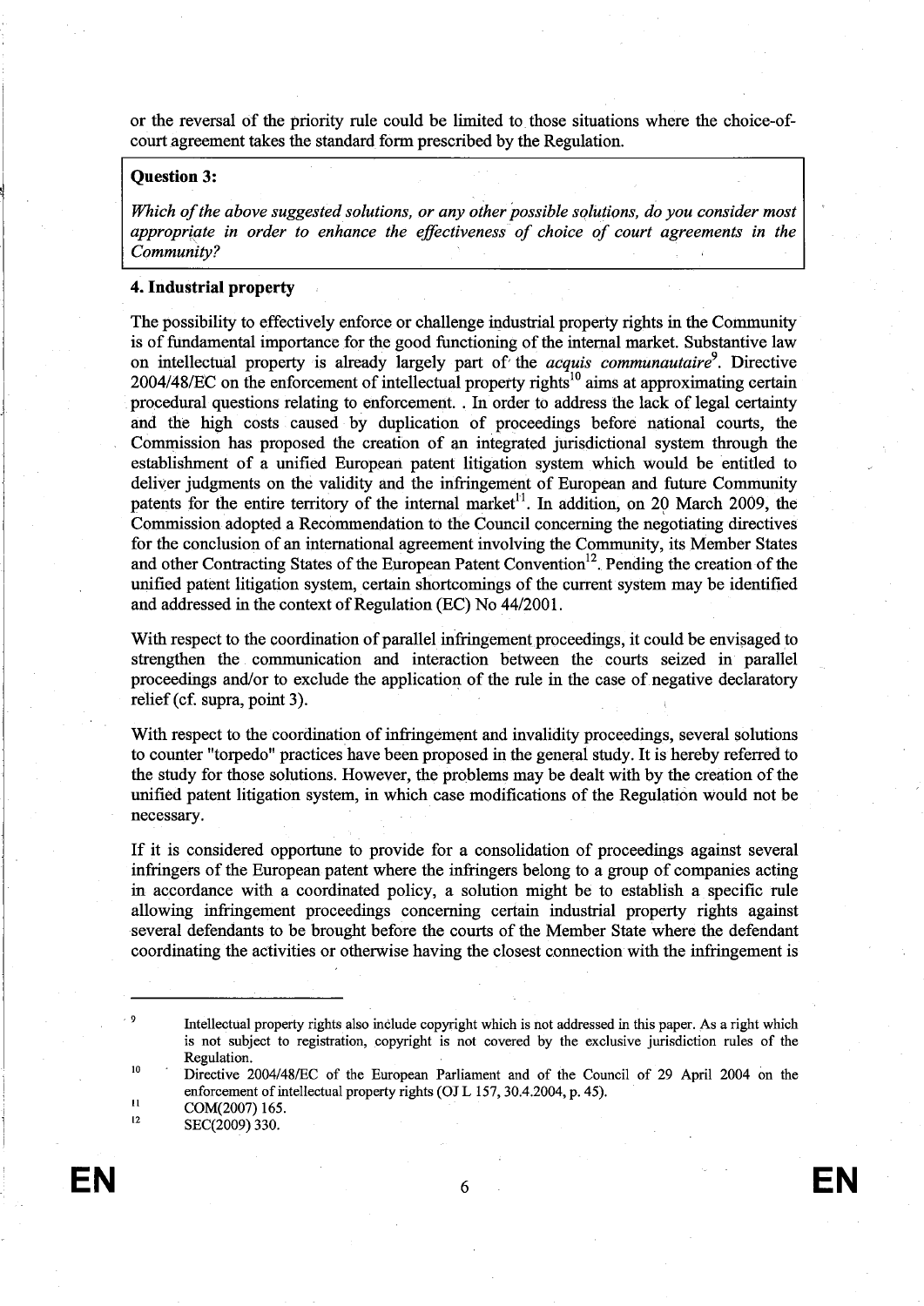or the reversal of the priority rule could be limited to those situations where the choice-of-court agreement takes the standard form prescribed by the Regulation.

> **Question 3:**
>
> *Which of the above suggested solutions, or any other possible solutions, do you consider most appropriate in order to enhance the effectiveness of choice of court agreements in the Community?*

### 4. Industrial property

The possibility to effectively enforce or challenge industrial property rights in the Community is of fundamental importance for the good functioning of the internal market. Substantive law on intellectual property is already largely part of the *acquis communautaire*[9]. Directive 2004/48/EC on the enforcement of intellectual property rights[10] aims at approximating certain procedural questions relating to enforcement. . In order to address the lack of legal certainty and the high costs caused by duplication of proceedings before national courts, the Commission has proposed the creation of an integrated jurisdictional system through the establishment of a unified European patent litigation system which would be entitled to deliver judgments on the validity and the infringement of European and future Community patents for the entire territory of the internal market[11]. In addition, on 20 March 2009, the Commission adopted a Recommendation to the Council concerning the negotiating directives for the conclusion of an international agreement involving the Community, its Member States and other Contracting States of the European Patent Convention[12]. Pending the creation of the unified patent litigation system, certain shortcomings of the current system may be identified and addressed in the context of Regulation (EC) No 44/2001.

With respect to the coordination of parallel infringement proceedings, it could be envisaged to strengthen the communication and interaction between the courts seized in parallel proceedings and/or to exclude the application of the rule in the case of negative declaratory relief (cf. supra, point 3).

With respect to the coordination of infringement and invalidity proceedings, several solutions to counter "torpedo" practices have been proposed in the general study. It is hereby referred to the study for those solutions. However, the problems may be dealt with by the creation of the unified patent litigation system, in which case modifications of the Regulation would not be necessary.

If it is considered opportune to provide for a consolidation of proceedings against several infringers of the European patent where the infringers belong to a group of companies acting in accordance with a coordinated policy, a solution might be to establish a specific rule allowing infringement proceedings concerning certain industrial property rights against several defendants to be brought before the courts of the Member State where the defendant coordinating the activities or otherwise having the closest connection with the infringement is

---

[9] Intellectual property rights also include copyright which is not addressed in this paper. As a right which is not subject to registration, copyright is not covered by the exclusive jurisdiction rules of the Regulation.

[10] Directive 2004/48/EC of the European Parliament and of the Council of 29 April 2004 on the enforcement of intellectual property rights (OJ L 157, 30.4.2004, p. 45).

[11] COM(2007) 165.

[12] SEC(2009) 330.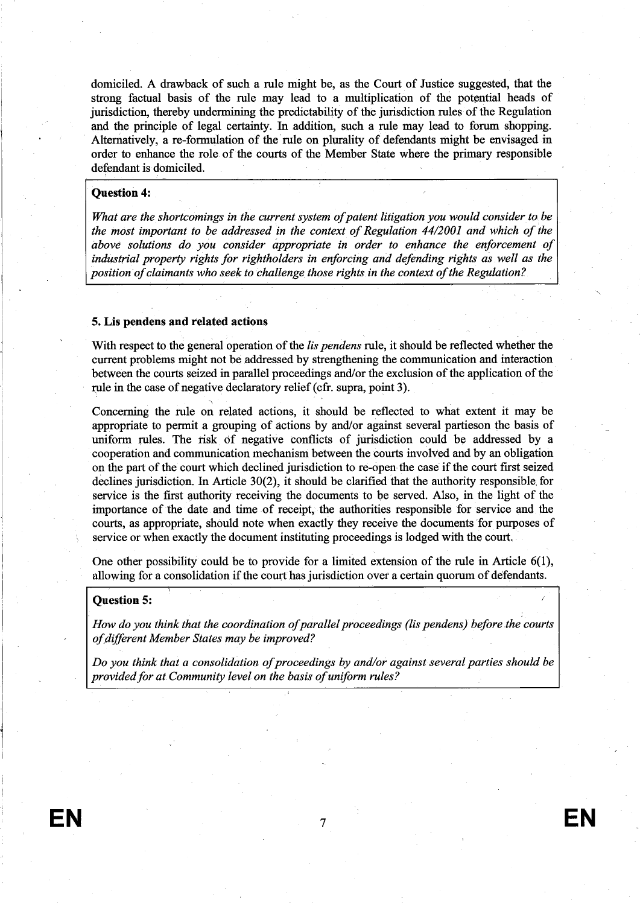domiciled. A drawback of such a rule might be, as the Court of Justice suggested, that the strong factual basis of the rule may lead to a multiplication of the potential heads of jurisdiction, thereby undermining the predictability of the jurisdiction rules of the Regulation and the principle of legal certainty. In addition, such a rule may lead to forum shopping. Alternatively, a re-formulation of the rule on plurality of defendants might be envisaged in order to enhance the role of the courts of the Member State where the primary responsible defendant is domiciled.

**Question 4:**

*What are the shortcomings in the current system of patent litigation you would consider to be the most important to be addressed in the context of Regulation 44/2001 and which of the above solutions do you consider appropriate in order to enhance the enforcement of industrial property rights for rightholders in enforcing and defending rights as well as the position of claimants who seek to challenge those rights in the context of the Regulation?*

### 5. Lis pendens and related actions

With respect to the general operation of the *lis pendens* rule, it should be reflected whether the current problems might not be addressed by strengthening the communication and interaction between the courts seized in parallel proceedings and/or the exclusion of the application of the rule in the case of negative declaratory relief (cfr. supra, point 3).

Concerning the rule on related actions, it should be reflected to what extent it may be appropriate to permit a grouping of actions by and/or against several partieson the basis of uniform rules. The risk of negative conflicts of jurisdiction could be addressed by a cooperation and communication mechanism between the courts involved and by an obligation on the part of the court which declined jurisdiction to re-open the case if the court first seized declines jurisdiction. In Article 30(2), it should be clarified that the authority responsible for service is the first authority receiving the documents to be served. Also, in the light of the importance of the date and time of receipt, the authorities responsible for service and the courts, as appropriate, should note when exactly they receive the documents for purposes of service or when exactly the document instituting proceedings is lodged with the court.

One other possibility could be to provide for a limited extension of the rule in Article 6(1), allowing for a consolidation if the court has jurisdiction over a certain quorum of defendants.

**Question 5:**

*How do you think that the coordination of parallel proceedings (lis pendens) before the courts of different Member States may be improved?*

*Do you think that a consolidation of proceedings by and/or against several parties should be provided for at Community level on the basis of uniform rules?*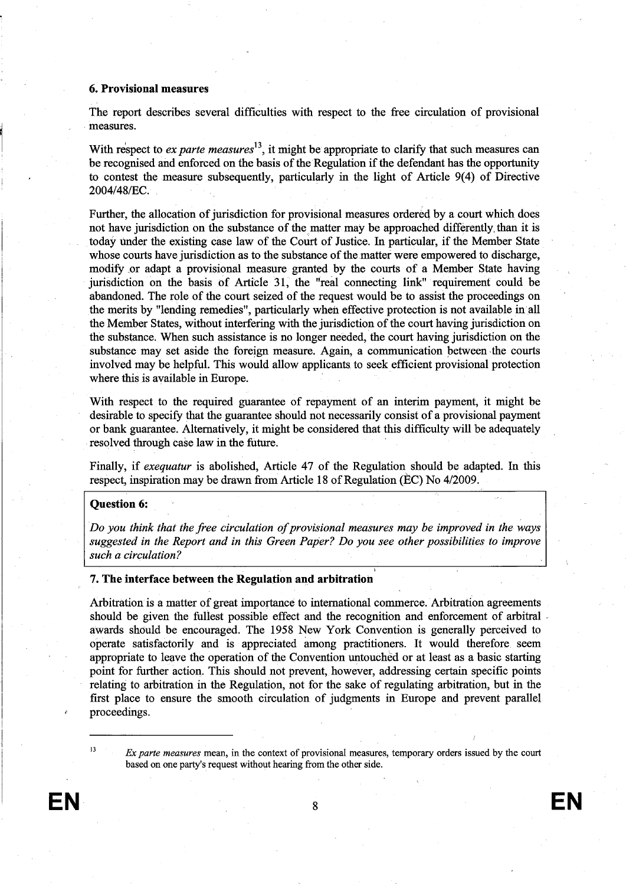### 6. Provisional measures

The report describes several difficulties with respect to the free circulation of provisional measures.

With respect to *ex parte measures*[13], it might be appropriate to clarify that such measures can be recognised and enforced on the basis of the Regulation if the defendant has the opportunity to contest the measure subsequently, particularly in the light of Article 9(4) of Directive 2004/48/EC.

Further, the allocation of jurisdiction for provisional measures ordered by a court which does not have jurisdiction on the substance of the matter may be approached differently than it is today under the existing case law of the Court of Justice. In particular, if the Member State whose courts have jurisdiction as to the substance of the matter were empowered to discharge, modify or adapt a provisional measure granted by the courts of a Member State having jurisdiction on the basis of Article 31, the "real connecting link" requirement could be abandoned. The role of the court seized of the request would be to assist the proceedings on the merits by "lending remedies", particularly when effective protection is not available in all the Member States, without interfering with the jurisdiction of the court having jurisdiction on the substance. When such assistance is no longer needed, the court having jurisdiction on the substance may set aside the foreign measure. Again, a communication between the courts involved may be helpful. This would allow applicants to seek efficient provisional protection where this is available in Europe.

With respect to the required guarantee of repayment of an interim payment, it might be desirable to specify that the guarantee should not necessarily consist of a provisional payment or bank guarantee. Alternatively, it might be considered that this difficulty will be adequately resolved through case law in the future.

Finally, if *exequatur* is abolished, Article 47 of the Regulation should be adapted. In this respect, inspiration may be drawn from Article 18 of Regulation (EC) No 4/2009.

**Question 6:**

*Do you think that the free circulation of provisional measures may be improved in the ways suggested in the Report and in this Green Paper? Do you see other possibilities to improve such a circulation?*

### 7. The interface between the Regulation and arbitration

Arbitration is a matter of great importance to international commerce. Arbitration agreements should be given the fullest possible effect and the recognition and enforcement of arbitral awards should be encouraged. The 1958 New York Convention is generally perceived to operate satisfactorily and is appreciated among practitioners. It would therefore seem appropriate to leave the operation of the Convention untouched or at least as a basic starting point for further action. This should not prevent, however, addressing certain specific points relating to arbitration in the Regulation, not for the sake of regulating arbitration, but in the first place to ensure the smooth circulation of judgments in Europe and prevent parallel proceedings.

---

[13] *Ex parte measures* mean, in the context of provisional measures, temporary orders issued by the court based on one party's request without hearing from the other side.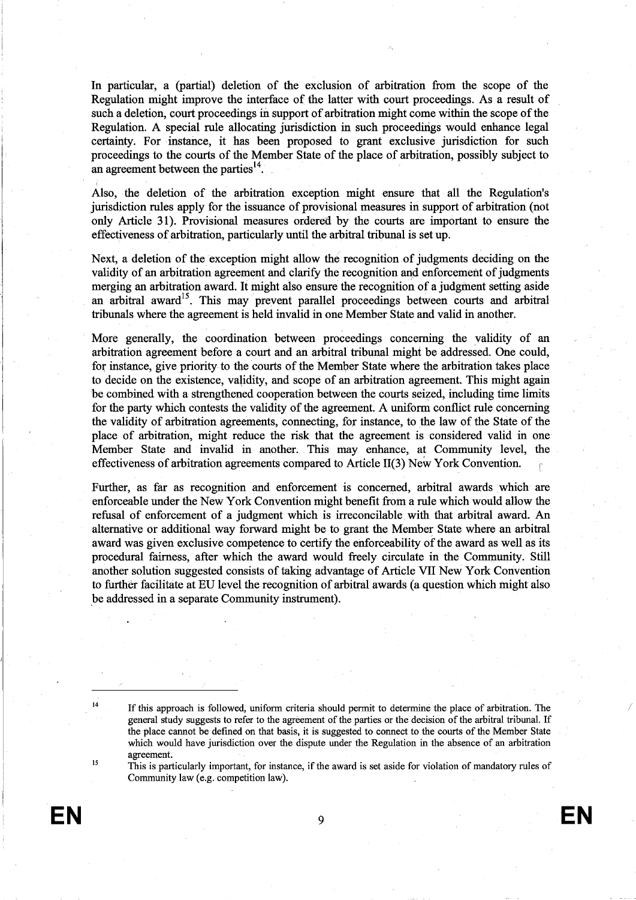In particular, a (partial) deletion of the exclusion of arbitration from the scope of the Regulation might improve the interface of the latter with court proceedings. As a result of such a deletion, court proceedings in support of arbitration might come within the scope of the Regulation. A special rule allocating jurisdiction in such proceedings would enhance legal certainty. For instance, it has been proposed to grant exclusive jurisdiction for such proceedings to the courts of the Member State of the place of arbitration, possibly subject to an agreement between the parties[14].

Also, the deletion of the arbitration exception might ensure that all the Regulation's jurisdiction rules apply for the issuance of provisional measures in support of arbitration (not only Article 31). Provisional measures ordered by the courts are important to ensure the effectiveness of arbitration, particularly until the arbitral tribunal is set up.

Next, a deletion of the exception might allow the recognition of judgments deciding on the validity of an arbitration agreement and clarify the recognition and enforcement of judgments merging an arbitration award. It might also ensure the recognition of a judgment setting aside an arbitral award[15]. This may prevent parallel proceedings between courts and arbitral tribunals where the agreement is held invalid in one Member State and valid in another.

More generally, the coordination between proceedings concerning the validity of an arbitration agreement before a court and an arbitral tribunal might be addressed. One could, for instance, give priority to the courts of the Member State where the arbitration takes place to decide on the existence, validity, and scope of an arbitration agreement. This might again be combined with a strengthened cooperation between the courts seized, including time limits for the party which contests the validity of the agreement. A uniform conflict rule concerning the validity of arbitration agreements, connecting, for instance, to the law of the State of the place of arbitration, might reduce the risk that the agreement is considered valid in one Member State and invalid in another. This may enhance, at Community level, the effectiveness of arbitration agreements compared to Article II(3) New York Convention.

Further, as far as recognition and enforcement is concerned, arbitral awards which are enforceable under the New York Convention might benefit from a rule which would allow the refusal of enforcement of a judgment which is irreconcilable with that arbitral award. An alternative or additional way forward might be to grant the Member State where an arbitral award was given exclusive competence to certify the enforceability of the award as well as its procedural fairness, after which the award would freely circulate in the Community. Still another solution suggested consists of taking advantage of Article VII New York Convention to further facilitate at EU level the recognition of arbitral awards (a question which might also be addressed in a separate Community instrument).

---

[14] If this approach is followed, uniform criteria should permit to determine the place of arbitration. The general study suggests to refer to the agreement of the parties or the decision of the arbitral tribunal. If the place cannot be defined on that basis, it is suggested to connect to the courts of the Member State which would have jurisdiction over the dispute under the Regulation in the absence of an arbitration agreement.

[15] This is particularly important, for instance, if the award is set aside for violation of mandatory rules of Community law (e.g. competition law).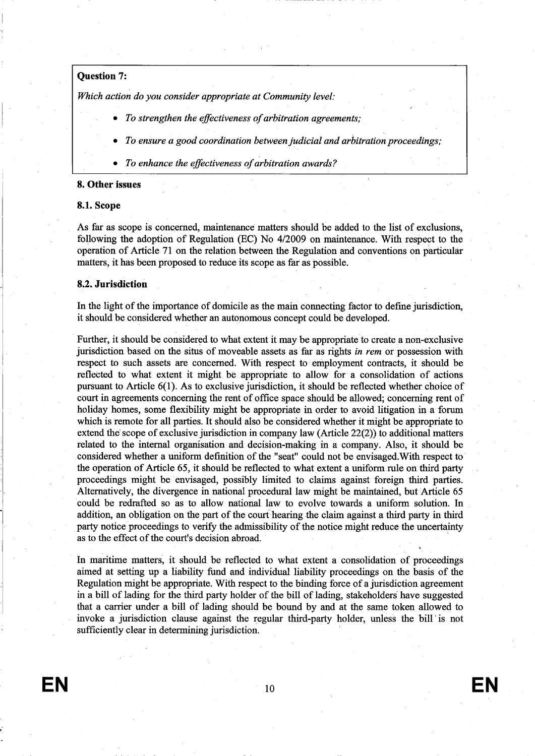**Question 7:**

*Which action do you consider appropriate at Community level:*

- *To strengthen the effectiveness of arbitration agreements;*
- *To ensure a good coordination between judicial and arbitration proceedings;*
- *To enhance the effectiveness of arbitration awards?*

## 8. Other issues

### 8.1. Scope

As far as scope is concerned, maintenance matters should be added to the list of exclusions, following the adoption of Regulation (EC) No 4/2009 on maintenance. With respect to the operation of Article 71 on the relation between the Regulation and conventions on particular matters, it has been proposed to reduce its scope as far as possible.

### 8.2. Jurisdiction

In the light of the importance of domicile as the main connecting factor to define jurisdiction, it should be considered whether an autonomous concept could be developed.

Further, it should be considered to what extent it may be appropriate to create a non-exclusive jurisdiction based on the situs of moveable assets as far as rights *in rem* or possession with respect to such assets are concerned. With respect to employment contracts, it should be reflected to what extent it might be appropriate to allow for a consolidation of actions pursuant to Article 6(1). As to exclusive jurisdiction, it should be reflected whether choice of court in agreements concerning the rent of office space should be allowed; concerning rent of holiday homes, some flexibility might be appropriate in order to avoid litigation in a forum which is remote for all parties. It should also be considered whether it might be appropriate to extend the scope of exclusive jurisdiction in company law (Article 22(2)) to additional matters related to the internal organisation and decision-making in a company. Also, it should be considered whether a uniform definition of the "seat" could not be envisaged.With respect to the operation of Article 65, it should be reflected to what extent a uniform rule on third party proceedings might be envisaged, possibly limited to claims against foreign third parties. Alternatively, the divergence in national procedural law might be maintained, but Article 65 could be redrafted so as to allow national law to evolve towards a uniform solution. In addition, an obligation on the part of the court hearing the claim against a third party in third party notice proceedings to verify the admissibility of the notice might reduce the uncertainty as to the effect of the court's decision abroad.

In maritime matters, it should be reflected to what extent a consolidation of proceedings aimed at setting up a liability fund and individual liability proceedings on the basis of the Regulation might be appropriate. With respect to the binding force of a jurisdiction agreement in a bill of lading for the third party holder of the bill of lading, stakeholders have suggested that a carrier under a bill of lading should be bound by and at the same token allowed to invoke a jurisdiction clause against the regular third-party holder, unless the bill is not sufficiently clear in determining jurisdiction.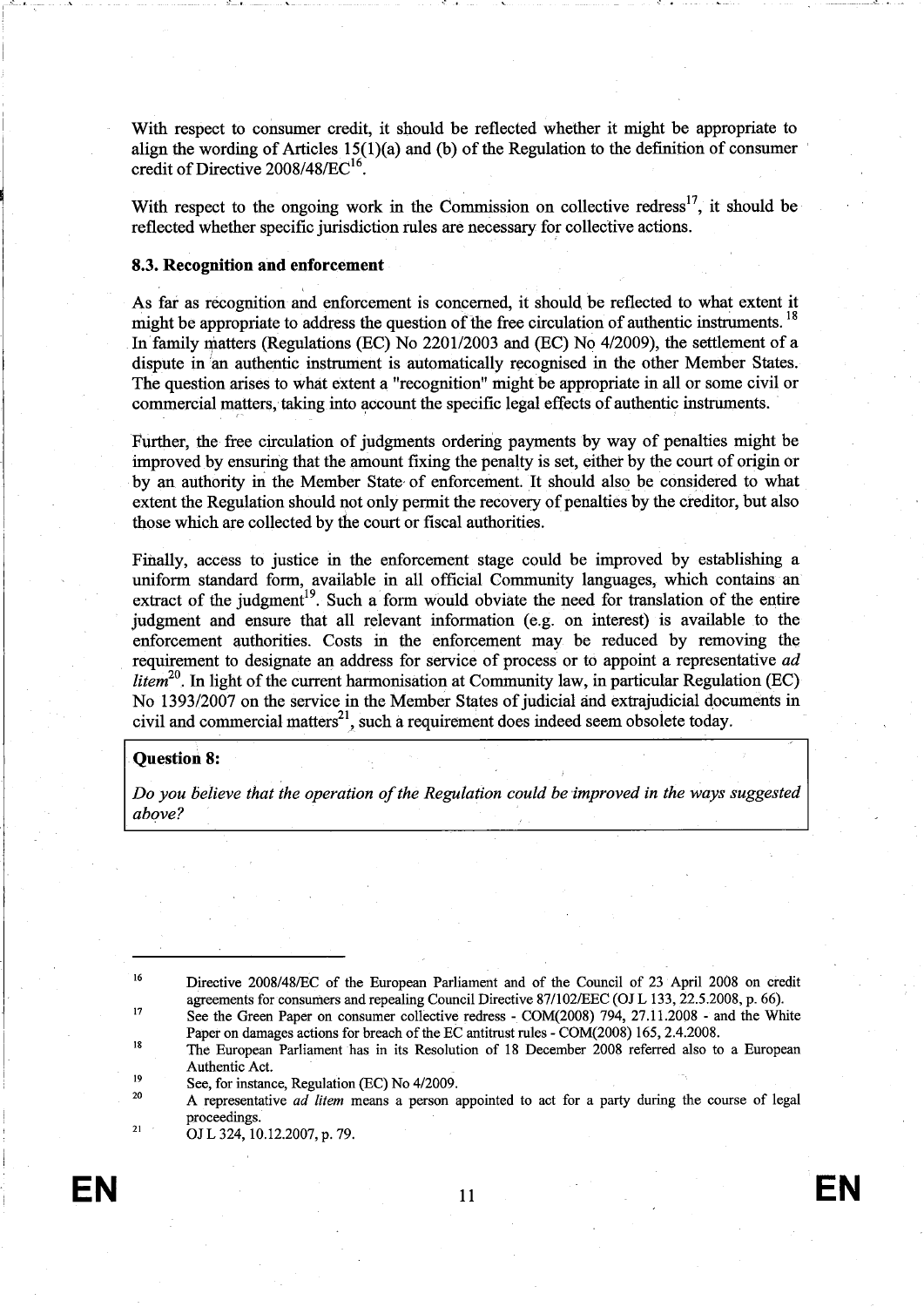With respect to consumer credit, it should be reflected whether it might be appropriate to align the wording of Articles 15(1)(a) and (b) of the Regulation to the definition of consumer credit of Directive 2008/48/EC[16].

With respect to the ongoing work in the Commission on collective redress[17], it should be reflected whether specific jurisdiction rules are necessary for collective actions.

### 8.3. Recognition and enforcement

As far as recognition and enforcement is concerned, it should be reflected to what extent it might be appropriate to address the question of the free circulation of authentic instruments.[18] In family matters (Regulations (EC) No 2201/2003 and (EC) No 4/2009), the settlement of a dispute in an authentic instrument is automatically recognised in the other Member States. The question arises to what extent a "recognition" might be appropriate in all or some civil or commercial matters, taking into account the specific legal effects of authentic instruments.

Further, the free circulation of judgments ordering payments by way of penalties might be improved by ensuring that the amount fixing the penalty is set, either by the court of origin or by an authority in the Member State of enforcement. It should also be considered to what extent the Regulation should not only permit the recovery of penalties by the creditor, but also those which are collected by the court or fiscal authorities.

Finally, access to justice in the enforcement stage could be improved by establishing a uniform standard form, available in all official Community languages, which contains an extract of the judgment[19]. Such a form would obviate the need for translation of the entire judgment and ensure that all relevant information (e.g. on interest) is available to the enforcement authorities. Costs in the enforcement may be reduced by removing the requirement to designate an address for service of process or to appoint a representative *ad litem*[20]. In light of the current harmonisation at Community law, in particular Regulation (EC) No 1393/2007 on the service in the Member States of judicial and extrajudicial documents in civil and commercial matters[21], such a requirement does indeed seem obsolete today.

**Question 8:**

*Do you believe that the operation of the Regulation could be improved in the ways suggested above?*

---

16 Directive 2008/48/EC of the European Parliament and of the Council of 23 April 2008 on credit agreements for consumers and repealing Council Directive 87/102/EEC (OJ L 133, 22.5.2008, p. 66).

17 See the Green Paper on consumer collective redress - COM(2008) 794, 27.11.2008 - and the White Paper on damages actions for breach of the EC antitrust rules - COM(2008) 165, 2.4.2008.

18 The European Parliament has in its Resolution of 18 December 2008 referred also to a European Authentic Act.

19 See, for instance, Regulation (EC) No 4/2009.

20 A representative *ad litem* means a person appointed to act for a party during the course of legal proceedings.

21 OJ L 324, 10.12.2007, p. 79.